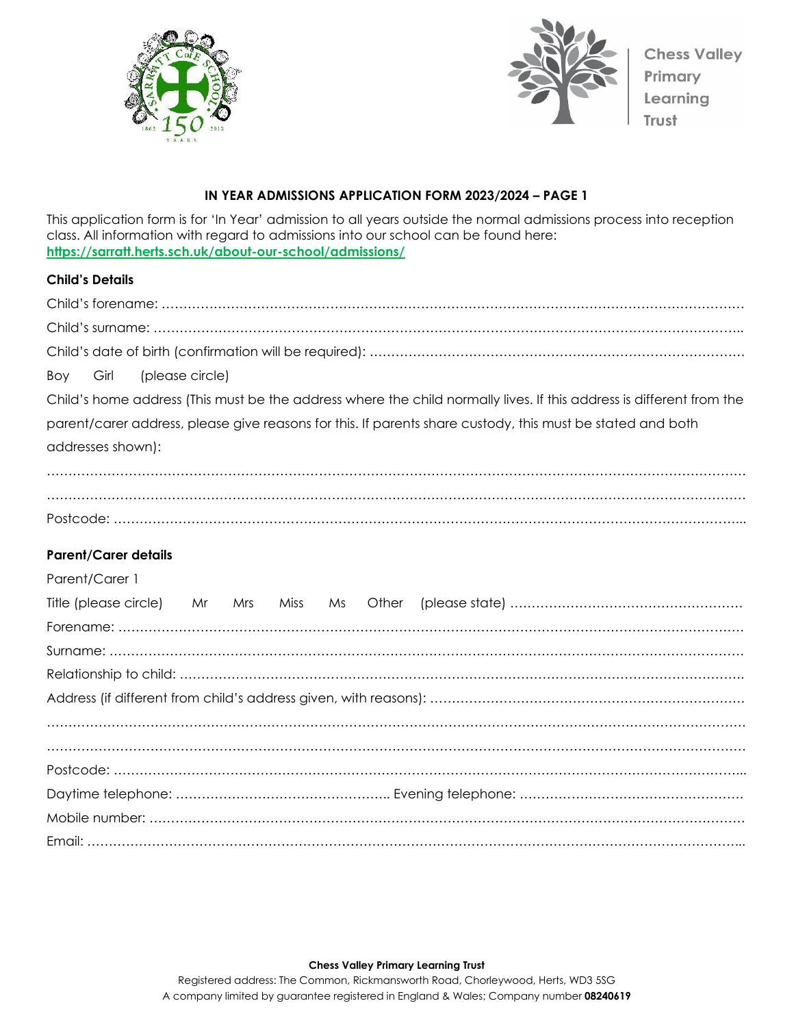Chess Valley Primary Learning Trust

### IN YEAR ADMISSIONS APPLICATION FORM 2023/2024 – PAGE 1

This application form is for 'In Year' admission to all years outside the normal admissions process into reception class. All information with regard to admissions into our school can be found here: https://sarratt.herts.sch.uk/about-our-school/admissions/

#### Child's Details

Child's forename: ……………………………………………………………………………………………………………

Child's surname: ……………………………………………………………………………………………………………..

Child's date of birth (confirmation will be required): ………………………………………………………………………

Boy   Girl   (please circle)

Child's home address (This must be the address where the child normally lives. If this address is different from the parent/carer address, please give reasons for this. If parents share custody, this must be stated and both addresses shown):

……………………………………………………………………………………………………………………………………

……………………………………………………………………………………………………………………………………

Postcode: ……………………………………………………………………………………………………………………...

#### Parent/Carer details

Parent/Carer 1

Title (please circle)   Mr   Mrs   Miss   Ms   Other   (please state) ………………………………………………

Forename: ……………………………………………………………………………………………………………………

Surname: ……………………………………………………………………………………………………………………

Relationship to child: ………………………………………………………………………………………………………..

Address (if different from child's address given, with reasons): ……………………………………………………………

……………………………………………………………………………………………………………………………………

……………………………………………………………………………………………………………………………………

Postcode: ……………………………………………………………………………………………………………………...

Daytime telephone: ………………………………………….. Evening telephone: ……………………………………………

Mobile number: ………………………………………………………………………………………………………………

Email: ………………………………………………………………………………………………………………………...

**Chess Valley Primary Learning Trust**
Registered address: The Common, Rickmansworth Road, Chorleywood, Herts, WD3 5SG
A company limited by guarantee registered in England & Wales; Company number **08240619**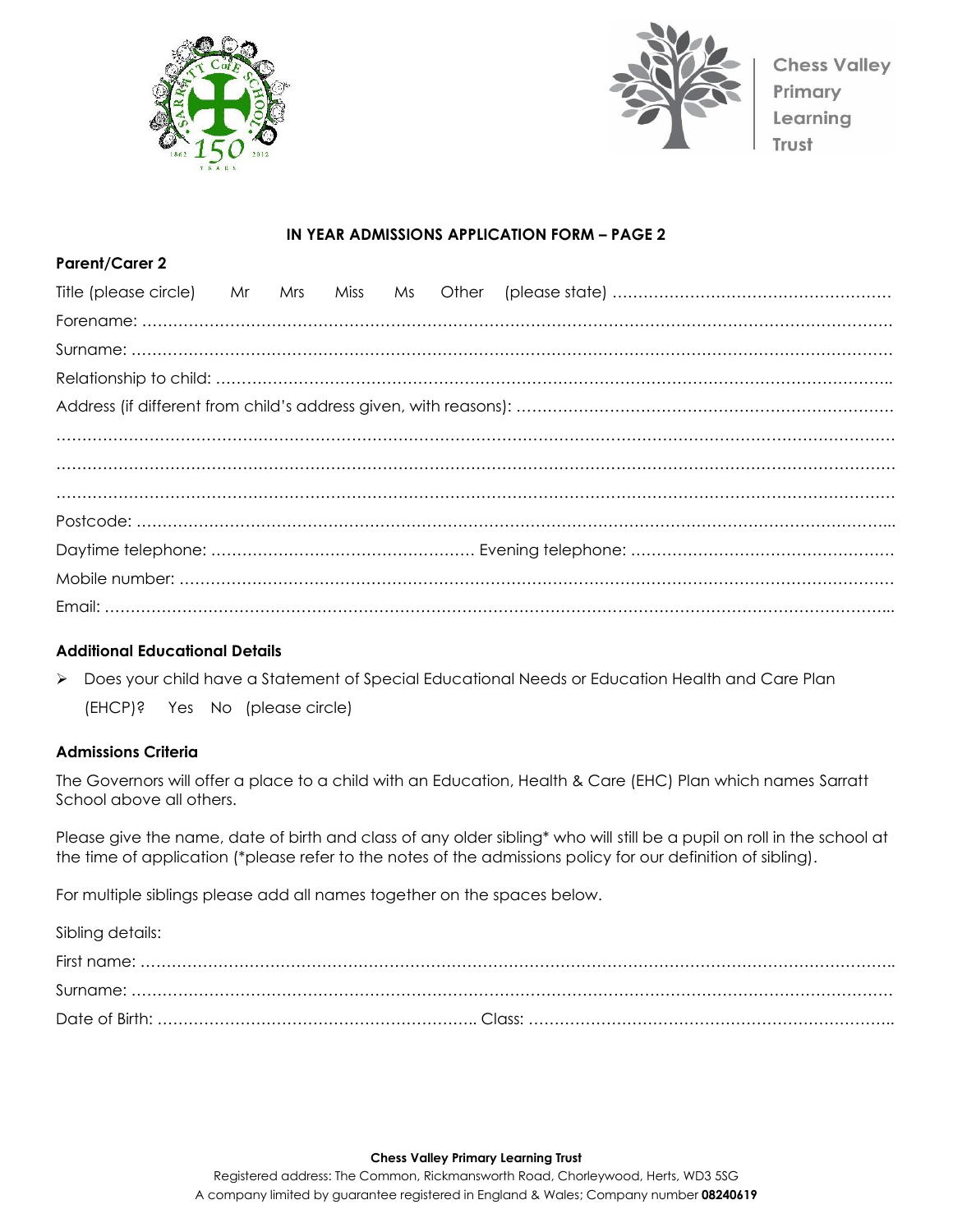Chess Valley Primary Learning Trust

**IN YEAR ADMISSIONS APPLICATION FORM – PAGE 2**

**Parent/Carer 2**

Title (please circle) Mr Mrs Miss Ms Other (please state) ……………………………………………

Forename: ……………………………………………………………………………………………………………

Surname: ……………………………………………………………………………………………………………

Relationship to child: ……………………………………………………………………………………………..

Address (if different from child's address given, with reasons): ……………………………………………….

………………………………………………………………………………………………………………………

………………………………………………………………………………………………………………………

………………………………………………………………………………………………………………………

Postcode: ………………………………………………………………………………………………………...

Daytime telephone: …………………………………………… Evening telephone: ……………………………………………

Mobile number: ……………………………………………………………………………………………………

Email: ……………………………………………………………………………………………………………...

**Additional Educational Details**

- Does your child have a Statement of Special Educational Needs or Education Health and Care Plan (EHCP)? Yes No (please circle)

**Admissions Criteria**

The Governors will offer a place to a child with an Education, Health & Care (EHC) Plan which names Sarratt School above all others.

Please give the name, date of birth and class of any older sibling* who will still be a pupil on roll in the school at the time of application (*please refer to the notes of the admissions policy for our definition of sibling).

For multiple siblings please add all names together on the spaces below.

Sibling details:

First name: ……………………………………………………………………………………………………………..

Surname: ……………………………………………………………………………………………………………

Date of Birth: …………………………………………………….. Class: ……………………………………………………………..

**Chess Valley Primary Learning Trust**
Registered address: The Common, Rickmansworth Road, Chorleywood, Herts, WD3 5SG
A company limited by guarantee registered in England & Wales; Company number **08240619**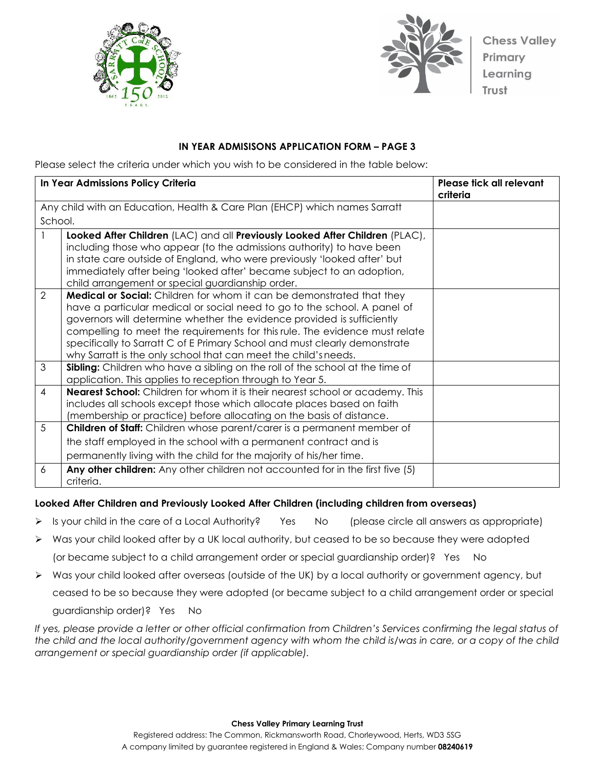Chess Valley Primary Learning Trust

**IN YEAR ADMISISONS APPLICATION FORM – PAGE 3**

Please select the criteria under which you wish to be considered in the table below:

| In Year Admissions Policy Criteria | | Please tick all relevant criteria |
|---|---|---|
| Any child with an Education, Health & Care Plan (EHCP) which names Sarratt School. | | |
| 1 | **Looked After Children** (LAC) and all **Previously Looked After Children** (PLAC), including those who appear (to the admissions authority) to have been in state care outside of England, who were previously 'looked after' but immediately after being 'looked after' became subject to an adoption, child arrangement or special guardianship order. | |
| 2 | **Medical or Social:** Children for whom it can be demonstrated that they have a particular medical or social need to go to the school. A panel of governors will determine whether the evidence provided is sufficiently compelling to meet the requirements for this rule. The evidence must relate specifically to Sarratt C of E Primary School and must clearly demonstrate why Sarratt is the only school that can meet the child's needs. | |
| 3 | **Sibling:** Children who have a sibling on the roll of the school at the time of application. This applies to reception through to Year 5. | |
| 4 | **Nearest School:** Children for whom it is their nearest school or academy. This includes all schools except those which allocate places based on faith (membership or practice) before allocating on the basis of distance. | |
| 5 | **Children of Staff:** Children whose parent/carer is a permanent member of the staff employed in the school with a permanent contract and is permanently living with the child for the majority of his/her time. | |
| 6 | **Any other children:** Any other children not accounted for in the first five (5) criteria. | |

**Looked After Children and Previously Looked After Children (including children from overseas)**

- Is your child in the care of a Local Authority? Yes No (please circle all answers as appropriate)
- Was your child looked after by a UK local authority, but ceased to be so because they were adopted (or became subject to a child arrangement order or special guardianship order)? Yes No
- Was your child looked after overseas (outside of the UK) by a local authority or government agency, but ceased to be so because they were adopted (or became subject to a child arrangement order or special guardianship order)? Yes No

*If yes, please provide a letter or other official confirmation from Children's Services confirming the legal status of the child and the local authority/government agency with whom the child is/was in care, or a copy of the child arrangement or special guardianship order (if applicable).*

**Chess Valley Primary Learning Trust**

Registered address: The Common, Rickmansworth Road, Chorleywood, Herts, WD3 5SG

A company limited by guarantee registered in England & Wales; Company number **08240619**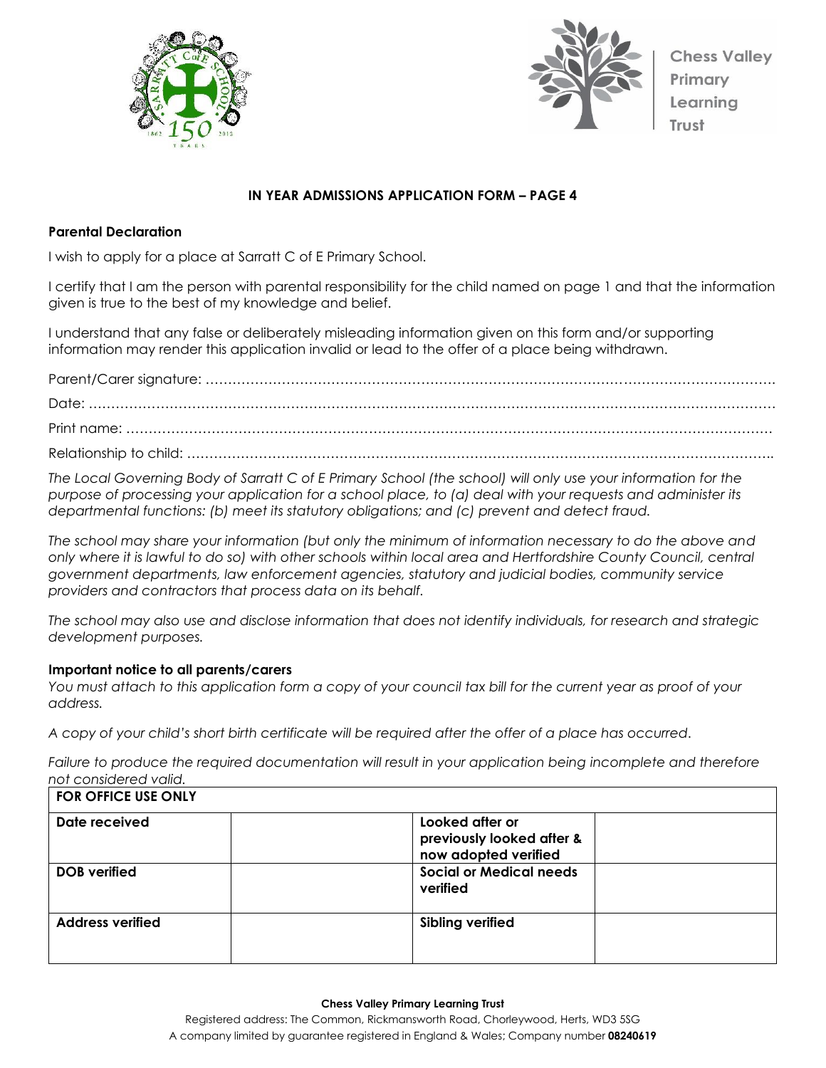**IN YEAR ADMISSIONS APPLICATION FORM – PAGE 4**

**Parental Declaration**

I wish to apply for a place at Sarratt C of E Primary School.

I certify that I am the person with parental responsibility for the child named on page 1 and that the information given is true to the best of my knowledge and belief.

I understand that any false or deliberately misleading information given on this form and/or supporting information may render this application invalid or lead to the offer of a place being withdrawn.

Parent/Carer signature: ……………………………………………………………………………………………………………..

Date: ………………………………………………………………………………………………………………………………

Print name: …………………………………………………………………………………………………………………………

Relationship to child: ………………………………………………………………………………………………………………..

*The Local Governing Body of Sarratt C of E Primary School (the school) will only use your information for the purpose of processing your application for a school place, to (a) deal with your requests and administer its departmental functions: (b) meet its statutory obligations; and (c) prevent and detect fraud.*

*The school may share your information (but only the minimum of information necessary to do the above and only where it is lawful to do so) with other schools within local area and Hertfordshire County Council, central government departments, law enforcement agencies, statutory and judicial bodies, community service providers and contractors that process data on its behalf.*

*The school may also use and disclose information that does not identify individuals, for research and strategic development purposes.*

**Important notice to all parents/carers**

*You must attach to this application form a copy of your council tax bill for the current year as proof of your address.*

*A copy of your child's short birth certificate will be required after the offer of a place has occurred.*

*Failure to produce the required documentation will result in your application being incomplete and therefore not considered valid.*

| **FOR OFFICE USE ONLY** | | | |
|---|---|---|---|
| **Date received** | | **Looked after or previously looked after & now adopted verified** | |
| **DOB verified** | | **Social or Medical needs verified** | |
| **Address verified** | | **Sibling verified** | |

**Chess Valley Primary Learning Trust**

Registered address: The Common, Rickmansworth Road, Chorleywood, Herts, WD3 5SG

A company limited by guarantee registered in England & Wales; Company number **08240619**